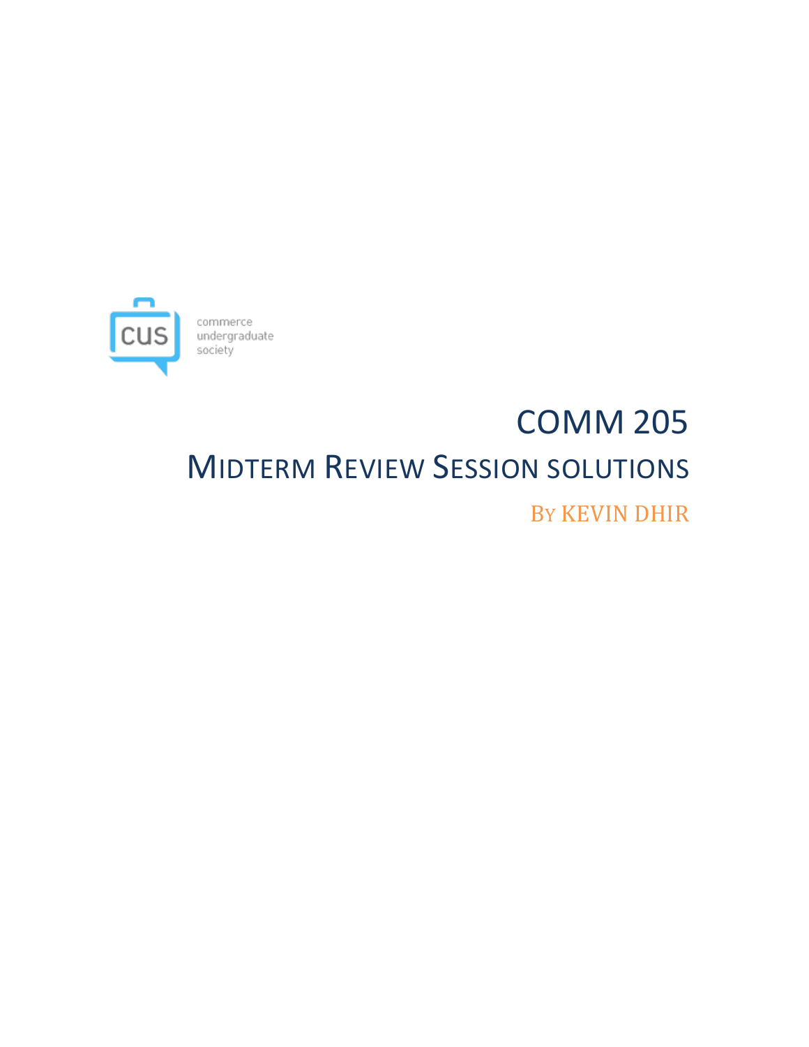commerce
undergraduate
society

# COMM 205

## MIDTERM REVIEW SESSION SOLUTIONS

BY KEVIN DHIR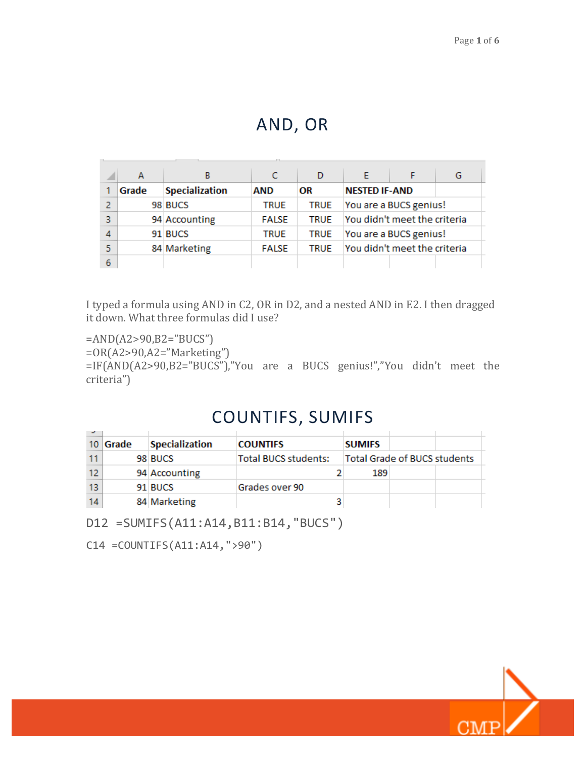# AND, OR

| | A | B | C | D | E | F | G |
|---|---|---|---|---|---|---|---|
| 1 | Grade | Specialization | AND | OR | NESTED IF-AND | | |
| 2 | 98 | BUCS | TRUE | TRUE | You are a BUCS genius! | | |
| 3 | 94 | Accounting | FALSE | TRUE | You didn't meet the criteria | | |
| 4 | 91 | BUCS | TRUE | TRUE | You are a BUCS genius! | | |
| 5 | 84 | Marketing | FALSE | TRUE | You didn't meet the criteria | | |
| 6 | | | | | | | |

I typed a formula using AND in C2, OR in D2, and a nested AND in E2. I then dragged it down. What three formulas did I use?

=AND(A2>90,B2="BUCS")
=OR(A2>90,A2="Marketing")
=IF(AND(A2>90,B2="BUCS"),"You are a BUCS genius!","You didn't meet the criteria")

# COUNTIFS, SUMIFS

| | | | | | |
|---|---|---|---|---|---|
| 10 | Grade | Specialization | COUNTIFS | SUMIFS | |
| 11 | 98 | BUCS | Total BUCS students: | Total Grade of BUCS students | |
| 12 | 94 | Accounting | 2 | 189 | |
| 13 | 91 | BUCS | Grades over 90 | | |
| 14 | 84 | Marketing | 3 | | |

```
D12 =SUMIFS(A11:A14,B11:B14,"BUCS")
C14 =COUNTIFS(A11:A14,">90")
```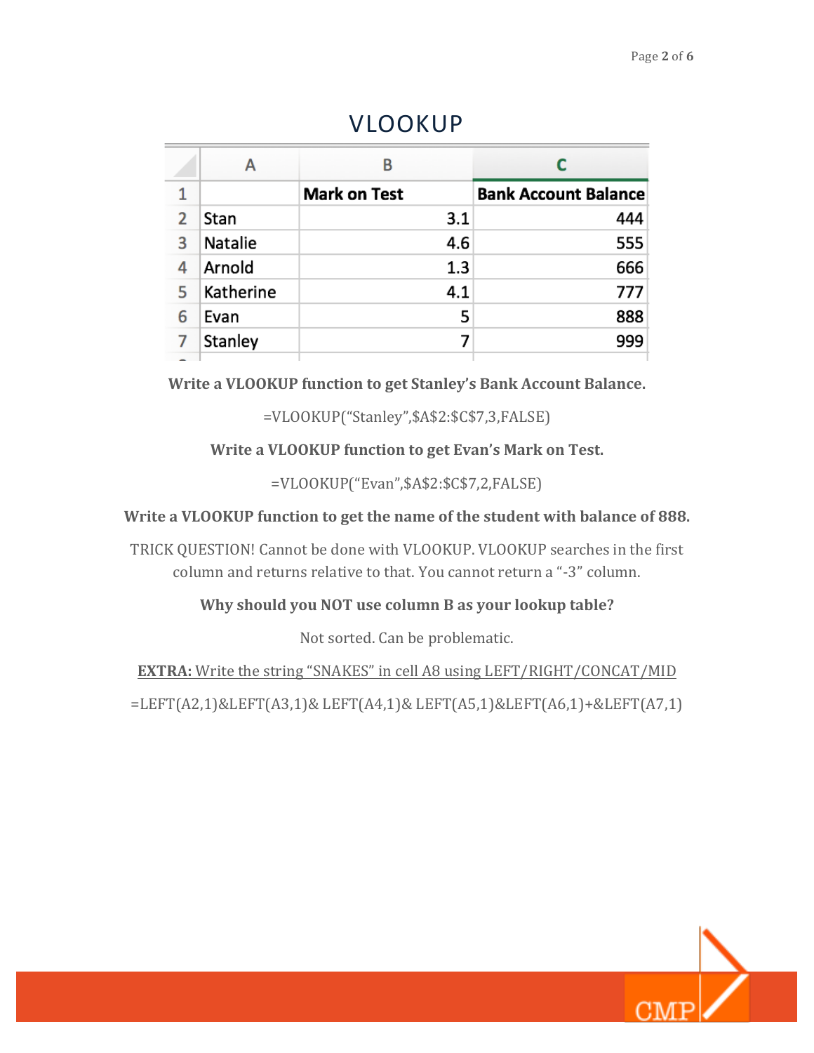# VLOOKUP

| | A | B | C |
|---|---|---|---|
| 1 | | Mark on Test | Bank Account Balance |
| 2 | Stan | 3.1 | 444 |
| 3 | Natalie | 4.6 | 555 |
| 4 | Arnold | 1.3 | 666 |
| 5 | Katherine | 4.1 | 777 |
| 6 | Evan | 5 | 888 |
| 7 | Stanley | 7 | 999 |

**Write a VLOOKUP function to get Stanley's Bank Account Balance.**

=VLOOKUP("Stanley",$A$2:$C$7,3,FALSE)

**Write a VLOOKUP function to get Evan's Mark on Test.**

=VLOOKUP("Evan",$A$2:$C$7,2,FALSE)

**Write a VLOOKUP function to get the name of the student with balance of 888.**

TRICK QUESTION! Cannot be done with VLOOKUP. VLOOKUP searches in the first column and returns relative to that. You cannot return a "-3" column.

**Why should you NOT use column B as your lookup table?**

Not sorted. Can be problematic.

**EXTRA:** Write the string "SNAKES" in cell A8 using LEFT/RIGHT/CONCAT/MID

=LEFT(A2,1)&LEFT(A3,1)& LEFT(A4,1)& LEFT(A5,1)&LEFT(A6,1)+&LEFT(A7,1)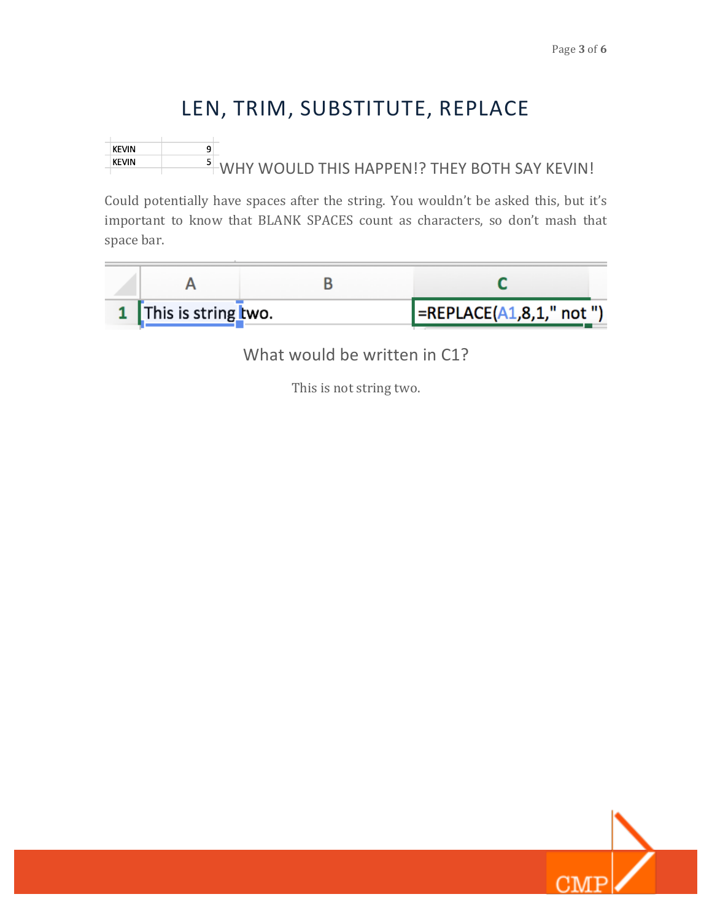# LEN, TRIM, SUBSTITUTE, REPLACE

| KEVIN | 9 |
|---|---|
| KEVIN | 5 |

WHY WOULD THIS HAPPEN!? THEY BOTH SAY KEVIN!

Could potentially have spaces after the string. You wouldn't be asked this, but it's important to know that BLANK SPACES count as characters, so don't mash that space bar.

| | A | B | C |
|---|---|---|---|
| 1 | This is string two. | | =REPLACE(A1,8,1," not ") |

What would be written in C1?

This is not string two.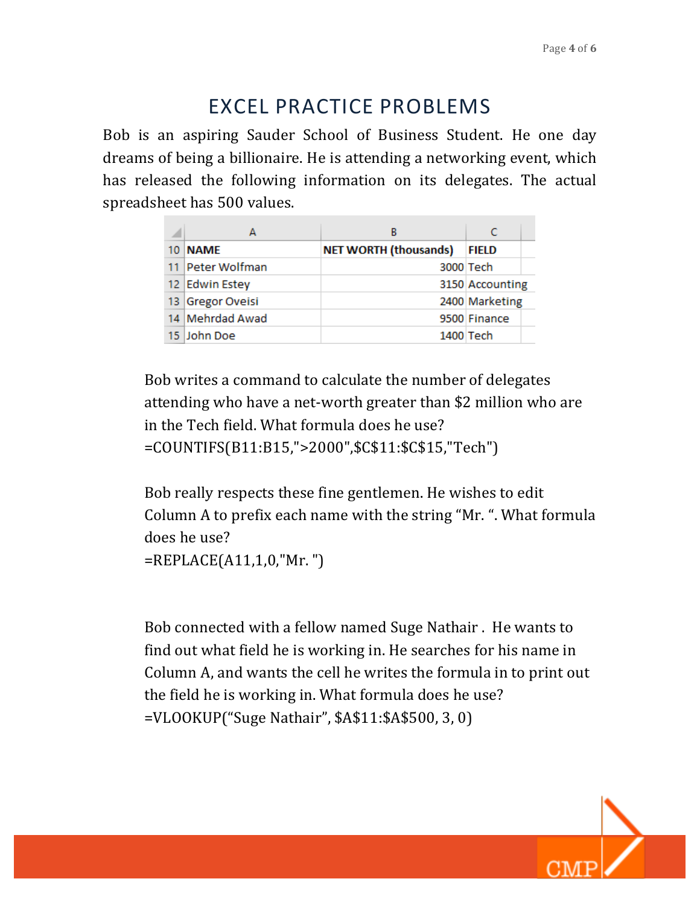# EXCEL PRACTICE PROBLEMS

Bob is an aspiring Sauder School of Business Student. He one day dreams of being a billionaire. He is attending a networking event, which has released the following information on its delegates. The actual spreadsheet has 500 values.

|  | A | B | C |
|---|---|---|---|
| 10 | **NAME** | **NET WORTH (thousands)** | **FIELD** |
| 11 | Peter Wolfman | 3000 | Tech |
| 12 | Edwin Estey | 3150 | Accounting |
| 13 | Gregor Oveisi | 2400 | Marketing |
| 14 | Mehrdad Awad | 9500 | Finance |
| 15 | John Doe | 1400 | Tech |

Bob writes a command to calculate the number of delegates attending who have a net-worth greater than $2 million who are in the Tech field. What formula does he use?
=COUNTIFS(B11:B15,">2000",$C$11:$C$15,"Tech")

Bob really respects these fine gentlemen. He wishes to edit Column A to prefix each name with the string "Mr. ". What formula does he use?
=REPLACE(A11,1,0,"Mr. ")

Bob connected with a fellow named Suge Nathair . He wants to find out what field he is working in. He searches for his name in Column A, and wants the cell he writes the formula in to print out the field he is working in. What formula does he use?
=VLOOKUP("Suge Nathair", $A$11:$A$500, 3, 0)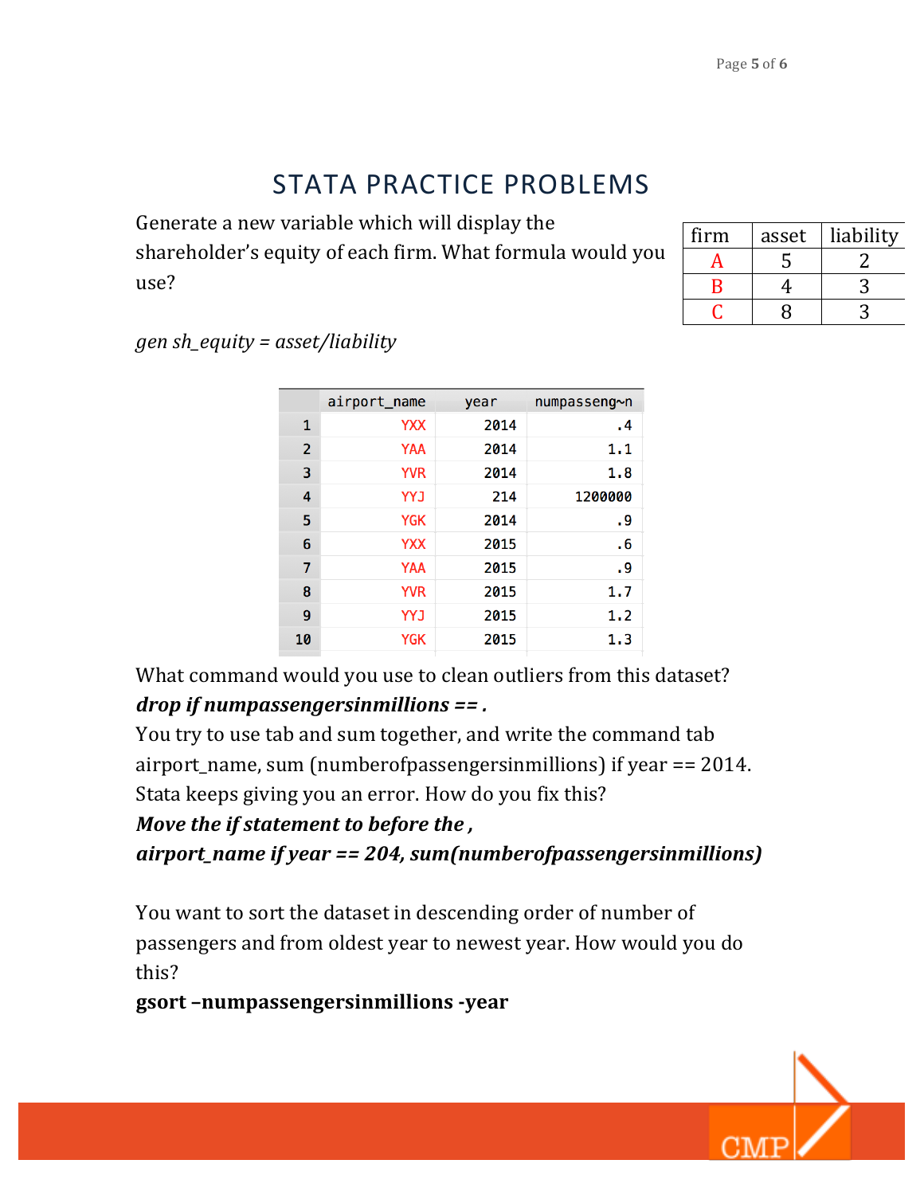# STATA PRACTICE PROBLEMS

Generate a new variable which will display the shareholder's equity of each firm. What formula would you use?

| firm | asset | liability |
|---|---|---|
| A | 5 | 2 |
| B | 4 | 3 |
| C | 8 | 3 |

*gen sh_equity = asset/liability*

| | airport_name | year | numpasseng~n |
|---|---|---|---|
| 1 | YXX | 2014 | .4 |
| 2 | YAA | 2014 | 1.1 |
| 3 | YVR | 2014 | 1.8 |
| 4 | YYJ | 214 | 1200000 |
| 5 | YGK | 2014 | .9 |
| 6 | YXX | 2015 | .6 |
| 7 | YAA | 2015 | .9 |
| 8 | YVR | 2015 | 1.7 |
| 9 | YYJ | 2015 | 1.2 |
| 10 | YGK | 2015 | 1.3 |

What command would you use to clean outliers from this dataset?

***drop if numpassengersinmillions == .***

You try to use tab and sum together, and write the command tab airport_name, sum (numberofpassengersinmillions) if year == 2014. Stata keeps giving you an error. How do you fix this?

***Move the if statement to before the ,***

***airport_name if year == 204, sum(numberofpassengersinmillions)***

You want to sort the dataset in descending order of number of passengers and from oldest year to newest year. How would you do this?

**gsort –numpassengersinmillions -year**